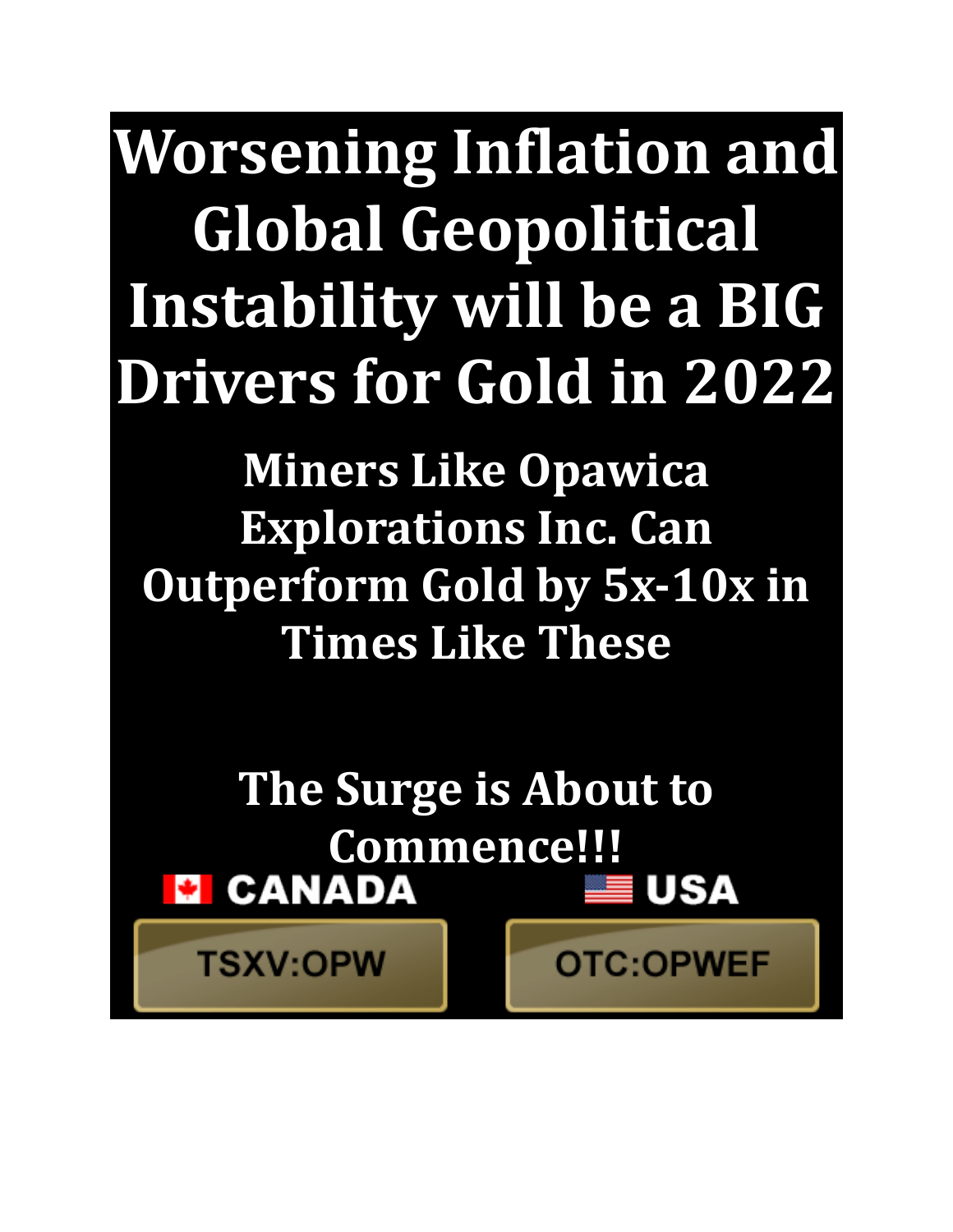# Worsening Inflation and Global Geopolitical Instability will be a BIG Drivers for Gold in 2022

## Miners Like Opawica Explorations Inc. Can Outperform Gold by 5x-10x in Times Like These

## The Surge is About to Commence!!!

CANADA

TSXV:OPW

USA

OTC:OPWEF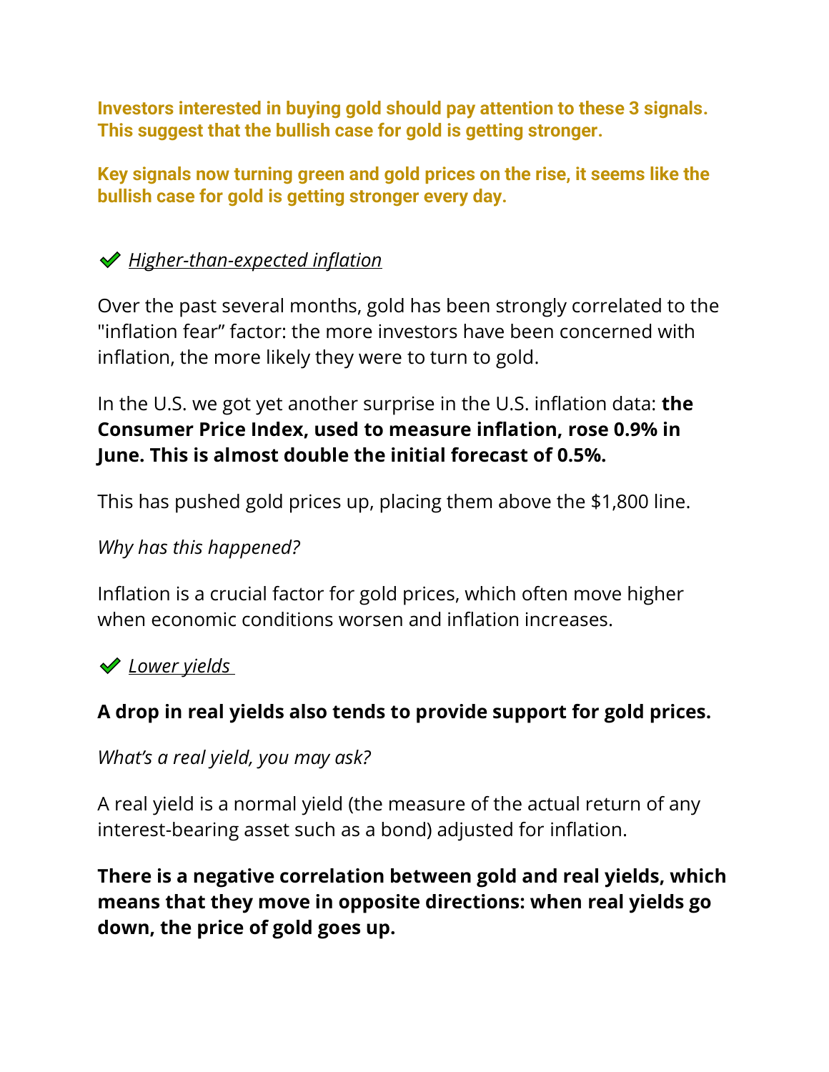**Investors interested in buying gold should pay attention to these 3 signals. This suggest that the bullish case for gold is getting stronger.**

**Key signals now turning green and gold prices on the rise, it seems like the bullish case for gold is getting stronger every day.**

✔ *Higher-than-expected inflation*

Over the past several months, gold has been strongly correlated to the "inflation fear" factor: the more investors have been concerned with inflation, the more likely they were to turn to gold.

In the U.S. we got yet another surprise in the U.S. inflation data: **the Consumer Price Index, used to measure inflation, rose 0.9% in June. This is almost double the initial forecast of 0.5%.**

This has pushed gold prices up, placing them above the $1,800 line.

*Why has this happened?*

Inflation is a crucial factor for gold prices, which often move higher when economic conditions worsen and inflation increases.

✔ *Lower yields*

**A drop in real yields also tends to provide support for gold prices.**

*What's a real yield, you may ask?*

A real yield is a normal yield (the measure of the actual return of any interest-bearing asset such as a bond) adjusted for inflation.

**There is a negative correlation between gold and real yields, which means that they move in opposite directions: when real yields go down, the price of gold goes up.**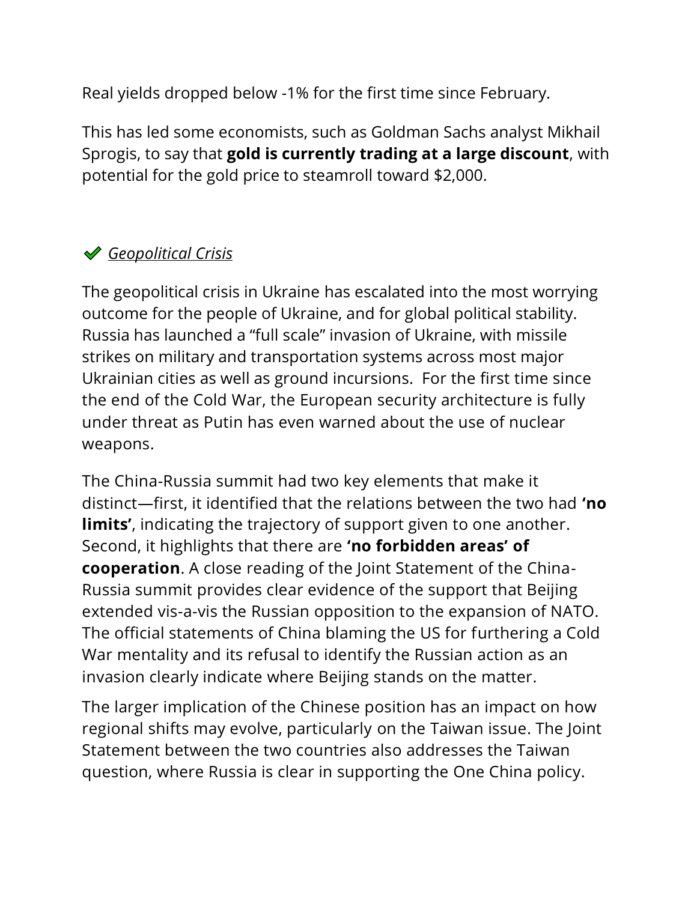Real yields dropped below -1% for the first time since February.

This has led some economists, such as Goldman Sachs analyst Mikhail Sprogis, to say that **gold is currently trading at a large discount**, with potential for the gold price to steamroll toward $2,000.

## ✔ *Geopolitical Crisis*

The geopolitical crisis in Ukraine has escalated into the most worrying outcome for the people of Ukraine, and for global political stability. Russia has launched a "full scale" invasion of Ukraine, with missile strikes on military and transportation systems across most major Ukrainian cities as well as ground incursions. For the first time since the end of the Cold War, the European security architecture is fully under threat as Putin has even warned about the use of nuclear weapons.

The China-Russia summit had two key elements that make it distinct—first, it identified that the relations between the two had **'no limits'**, indicating the trajectory of support given to one another. Second, it highlights that there are **'no forbidden areas' of cooperation**. A close reading of the Joint Statement of the China-Russia summit provides clear evidence of the support that Beijing extended vis-a-vis the Russian opposition to the expansion of NATO. The official statements of China blaming the US for furthering a Cold War mentality and its refusal to identify the Russian action as an invasion clearly indicate where Beijing stands on the matter.

The larger implication of the Chinese position has an impact on how regional shifts may evolve, particularly on the Taiwan issue. The Joint Statement between the two countries also addresses the Taiwan question, where Russia is clear in supporting the One China policy.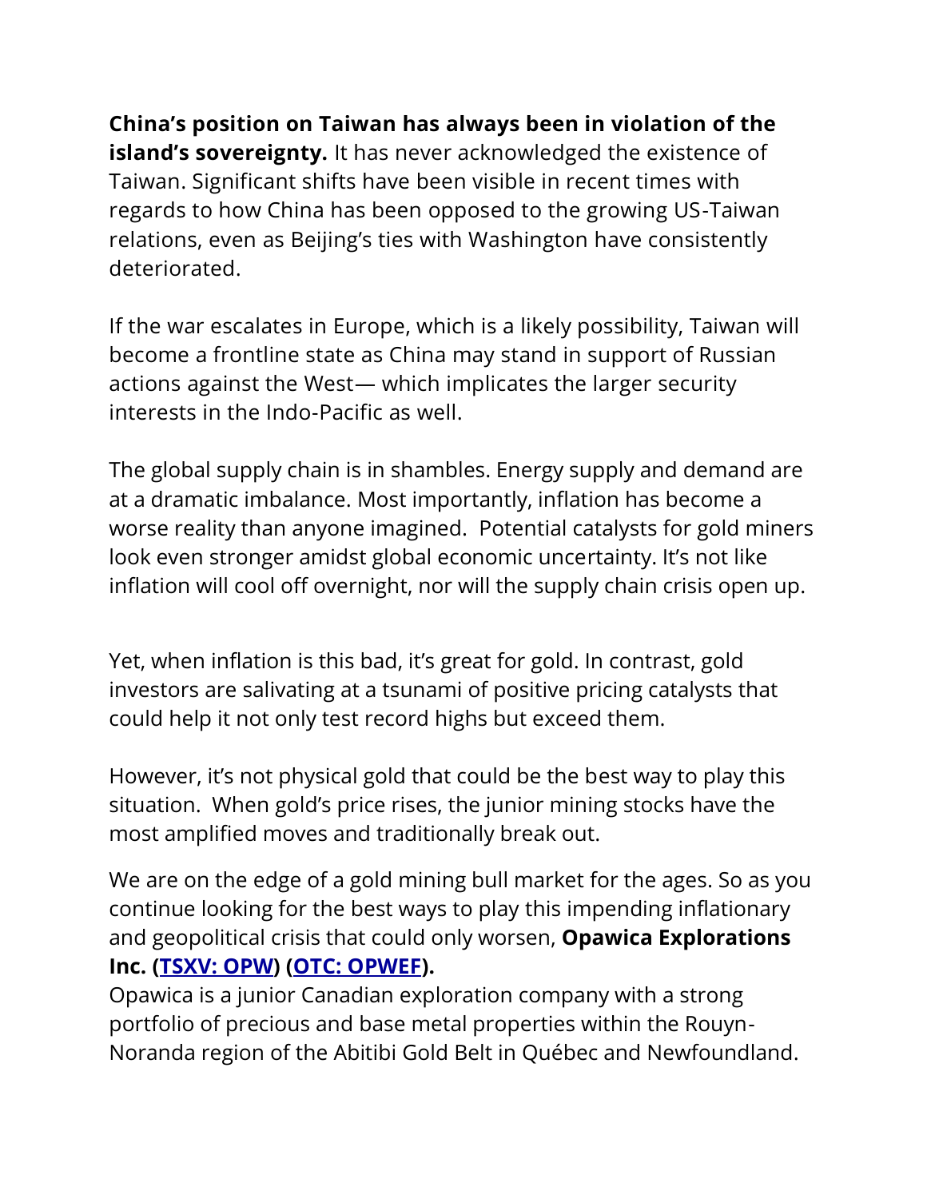**China's position on Taiwan has always been in violation of the island's sovereignty.** It has never acknowledged the existence of Taiwan. Significant shifts have been visible in recent times with regards to how China has been opposed to the growing US-Taiwan relations, even as Beijing's ties with Washington have consistently deteriorated.

If the war escalates in Europe, which is a likely possibility, Taiwan will become a frontline state as China may stand in support of Russian actions against the West— which implicates the larger security interests in the Indo-Pacific as well.

The global supply chain is in shambles. Energy supply and demand are at a dramatic imbalance. Most importantly, inflation has become a worse reality than anyone imagined. Potential catalysts for gold miners look even stronger amidst global economic uncertainty. It's not like inflation will cool off overnight, nor will the supply chain crisis open up.

Yet, when inflation is this bad, it's great for gold. In contrast, gold investors are salivating at a tsunami of positive pricing catalysts that could help it not only test record highs but exceed them.

However, it's not physical gold that could be the best way to play this situation. When gold's price rises, the junior mining stocks have the most amplified moves and traditionally break out.

We are on the edge of a gold mining bull market for the ages. So as you continue looking for the best ways to play this impending inflationary and geopolitical crisis that could only worsen, **Opawica Explorations Inc. ([TSXV: OPW]) ([OTC: OPWEF]).**

Opawica is a junior Canadian exploration company with a strong portfolio of precious and base metal properties within the Rouyn-Noranda region of the Abitibi Gold Belt in Québec and Newfoundland.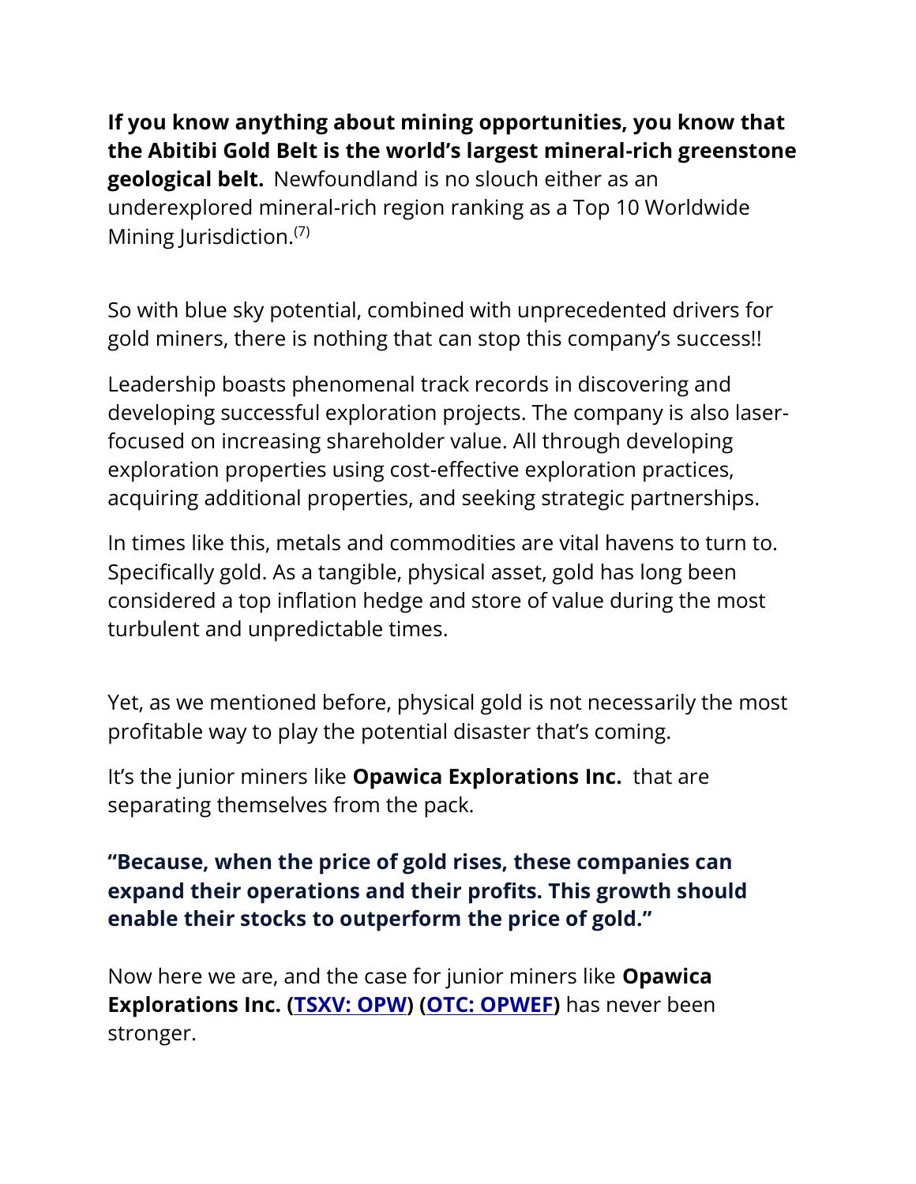**If you know anything about mining opportunities, you know that the Abitibi Gold Belt is the world's largest mineral-rich greenstone geological belt.** Newfoundland is no slouch either as an underexplored mineral-rich region ranking as a Top 10 Worldwide Mining Jurisdiction.[7]

So with blue sky potential, combined with unprecedented drivers for gold miners, there is nothing that can stop this company's success!!

Leadership boasts phenomenal track records in discovering and developing successful exploration projects. The company is also laser-focused on increasing shareholder value. All through developing exploration properties using cost-effective exploration practices, acquiring additional properties, and seeking strategic partnerships.

In times like this, metals and commodities are vital havens to turn to. Specifically gold. As a tangible, physical asset, gold has long been considered a top inflation hedge and store of value during the most turbulent and unpredictable times.

Yet, as we mentioned before, physical gold is not necessarily the most profitable way to play the potential disaster that's coming.

It's the junior miners like **Opawica Explorations Inc.** that are separating themselves from the pack.

**"Because, when the price of gold rises, these companies can expand their operations and their profits. This growth should enable their stocks to outperform the price of gold."**

Now here we are, and the case for junior miners like **Opawica Explorations Inc. (TSXV: OPW) (OTC: OPWEF)** has never been stronger.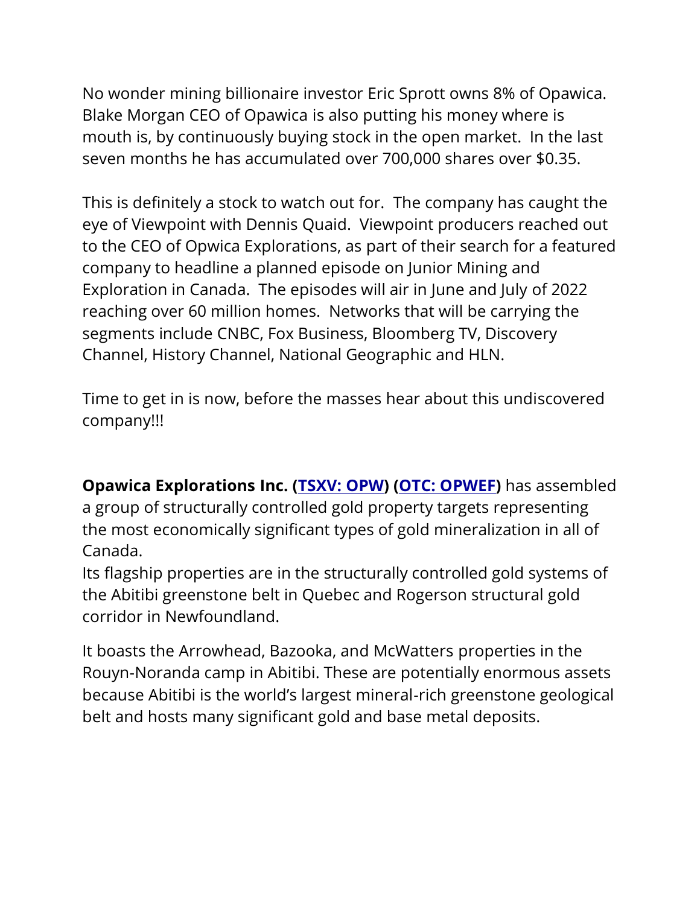No wonder mining billionaire investor Eric Sprott owns 8% of Opawica. Blake Morgan CEO of Opawica is also putting his money where is mouth is, by continuously buying stock in the open market. In the last seven months he has accumulated over 700,000 shares over $0.35.

This is definitely a stock to watch out for. The company has caught the eye of Viewpoint with Dennis Quaid. Viewpoint producers reached out to the CEO of Opwica Explorations, as part of their search for a featured company to headline a planned episode on Junior Mining and Exploration in Canada. The episodes will air in June and July of 2022 reaching over 60 million homes. Networks that will be carrying the segments include CNBC, Fox Business, Bloomberg TV, Discovery Channel, History Channel, National Geographic and HLN.

Time to get in is now, before the masses hear about this undiscovered company!!!

**Opawica Explorations Inc. (TSXV: OPW) (OTC: OPWEF)** has assembled a group of structurally controlled gold property targets representing the most economically significant types of gold mineralization in all of Canada.
Its flagship properties are in the structurally controlled gold systems of the Abitibi greenstone belt in Quebec and Rogerson structural gold corridor in Newfoundland.

It boasts the Arrowhead, Bazooka, and McWatters properties in the Rouyn-Noranda camp in Abitibi. These are potentially enormous assets because Abitibi is the world's largest mineral-rich greenstone geological belt and hosts many significant gold and base metal deposits.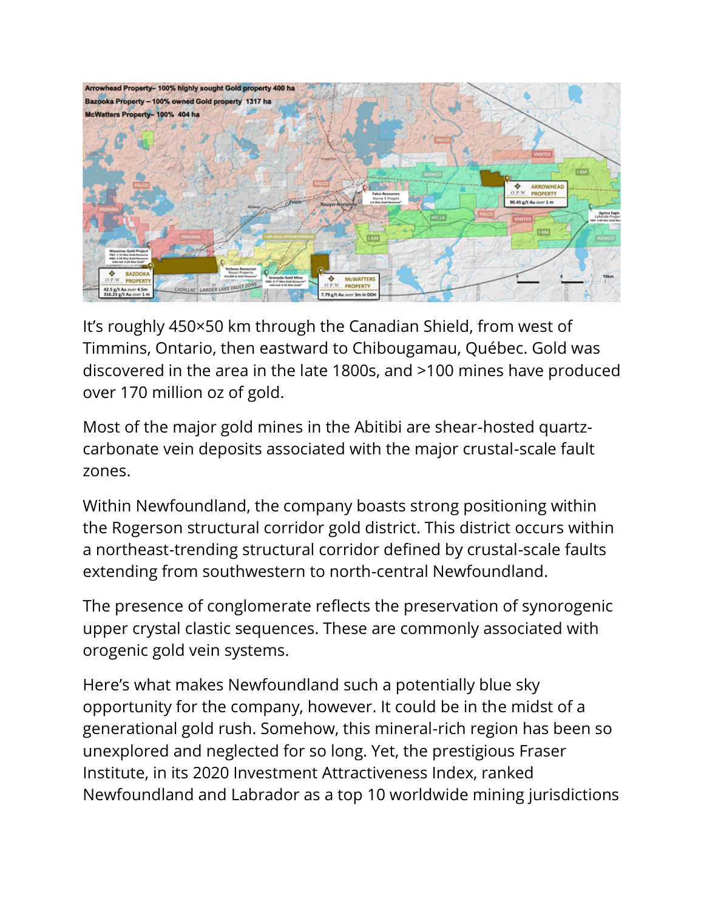It's roughly 450×50 km through the Canadian Shield, from west of Timmins, Ontario, then eastward to Chibougamau, Québec. Gold was discovered in the area in the late 1800s, and >100 mines have produced over 170 million oz of gold.

Most of the major gold mines in the Abitibi are shear-hosted quartz-carbonate vein deposits associated with the major crustal-scale fault zones.

Within Newfoundland, the company boasts strong positioning within the Rogerson structural corridor gold district. This district occurs within a northeast-trending structural corridor defined by crustal-scale faults extending from southwestern to north-central Newfoundland.

The presence of conglomerate reflects the preservation of synorogenic upper crystal clastic sequences. These are commonly associated with orogenic gold vein systems.

Here's what makes Newfoundland such a potentially blue sky opportunity for the company, however. It could be in the midst of a generational gold rush. Somehow, this mineral-rich region has been so unexplored and neglected for so long. Yet, the prestigious Fraser Institute, in its 2020 Investment Attractiveness Index, ranked Newfoundland and Labrador as a top 10 worldwide mining jurisdictions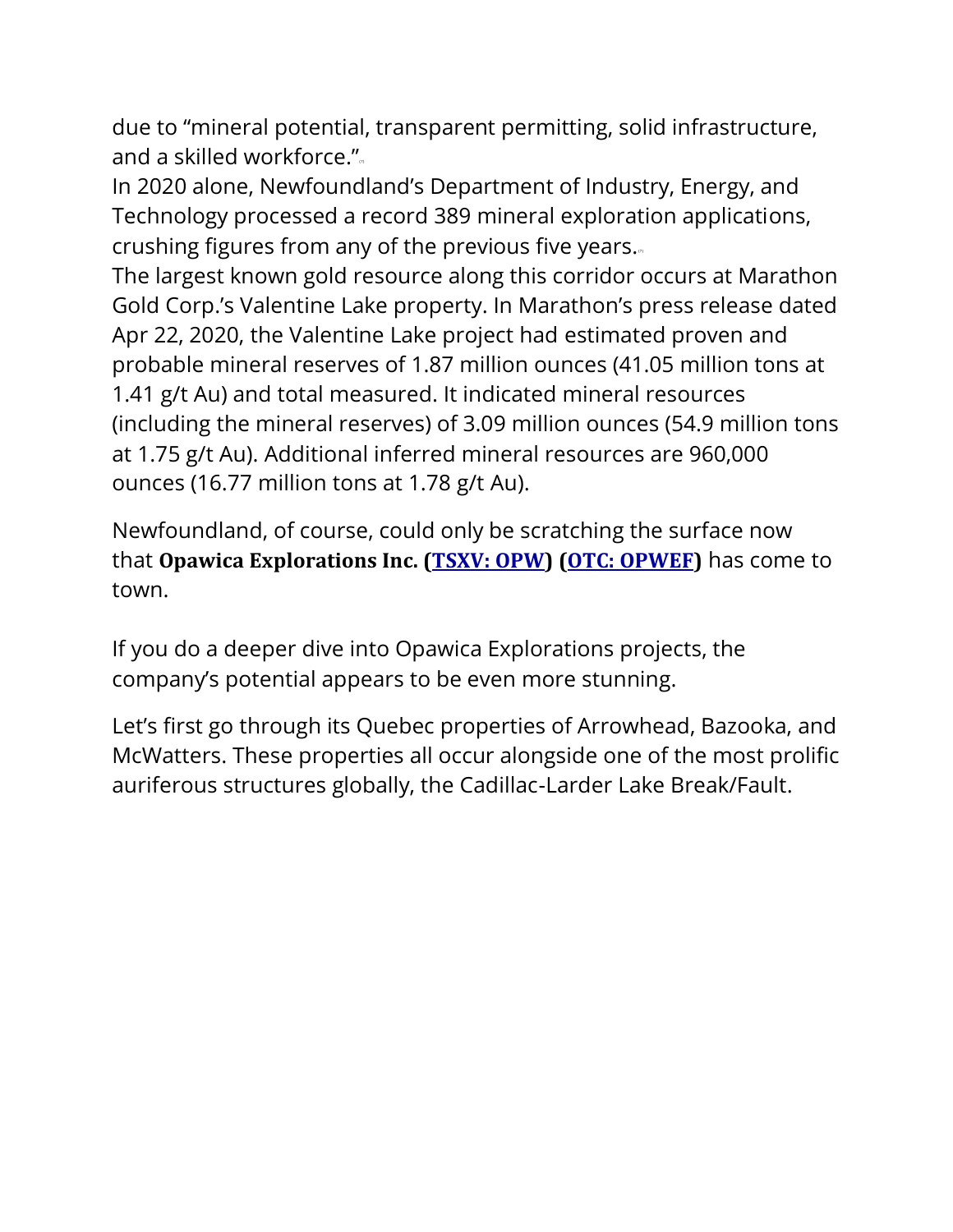due to “mineral potential, transparent permitting, solid infrastructure, and a skilled workforce.”[7]

In 2020 alone, Newfoundland’s Department of Industry, Energy, and Technology processed a record 389 mineral exploration applications, crushing figures from any of the previous five years.[7]

The largest known gold resource along this corridor occurs at Marathon Gold Corp.’s Valentine Lake property. In Marathon’s press release dated Apr 22, 2020, the Valentine Lake project had estimated proven and probable mineral reserves of 1.87 million ounces (41.05 million tons at 1.41 g/t Au) and total measured. It indicated mineral resources (including the mineral reserves) of 3.09 million ounces (54.9 million tons at 1.75 g/t Au). Additional inferred mineral resources are 960,000 ounces (16.77 million tons at 1.78 g/t Au).

Newfoundland, of course, could only be scratching the surface now that **Opawica Explorations Inc. (TSXV: OPW) (OTC: OPWEF)** has come to town.

If you do a deeper dive into Opawica Explorations projects, the company’s potential appears to be even more stunning.

Let’s first go through its Quebec properties of Arrowhead, Bazooka, and McWatters. These properties all occur alongside one of the most prolific auriferous structures globally, the Cadillac-Larder Lake Break/Fault.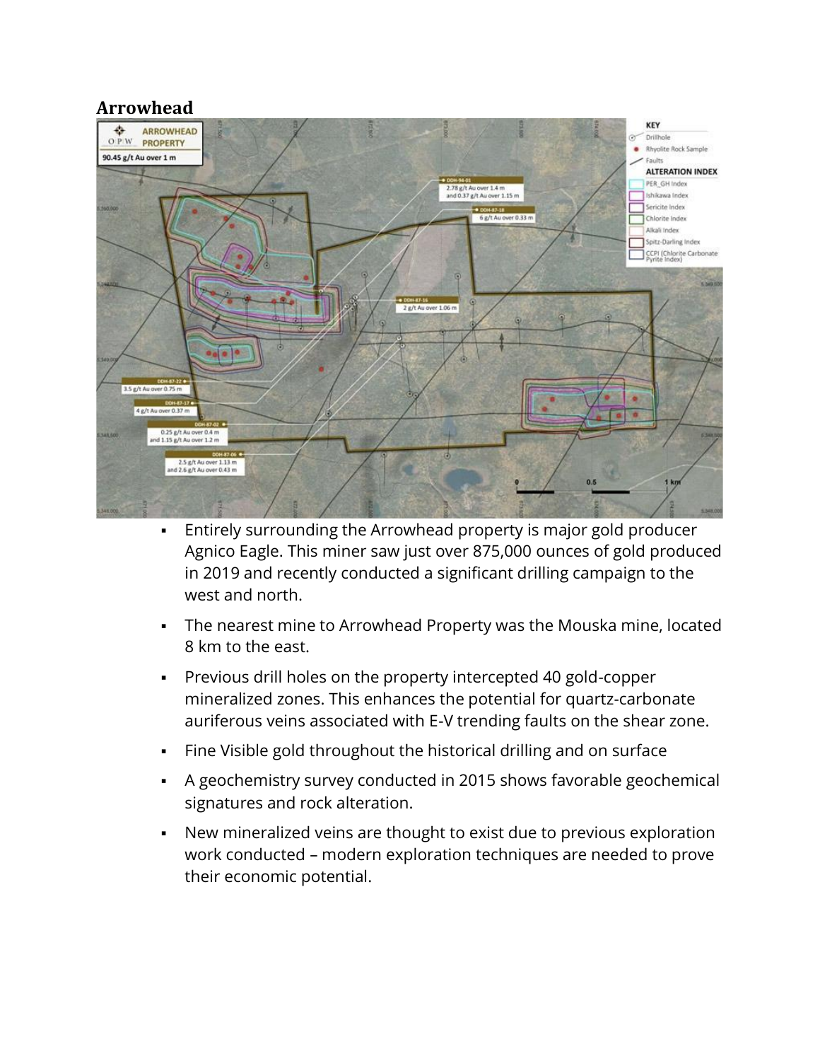## Arrowhead

- Entirely surrounding the Arrowhead property is major gold producer Agnico Eagle. This miner saw just over 875,000 ounces of gold produced in 2019 and recently conducted a significant drilling campaign to the west and north.
- The nearest mine to Arrowhead Property was the Mouska mine, located 8 km to the east.
- Previous drill holes on the property intercepted 40 gold-copper mineralized zones. This enhances the potential for quartz-carbonate auriferous veins associated with E-V trending faults on the shear zone.
- Fine Visible gold throughout the historical drilling and on surface
- A geochemistry survey conducted in 2015 shows favorable geochemical signatures and rock alteration.
- New mineralized veins are thought to exist due to previous exploration work conducted – modern exploration techniques are needed to prove their economic potential.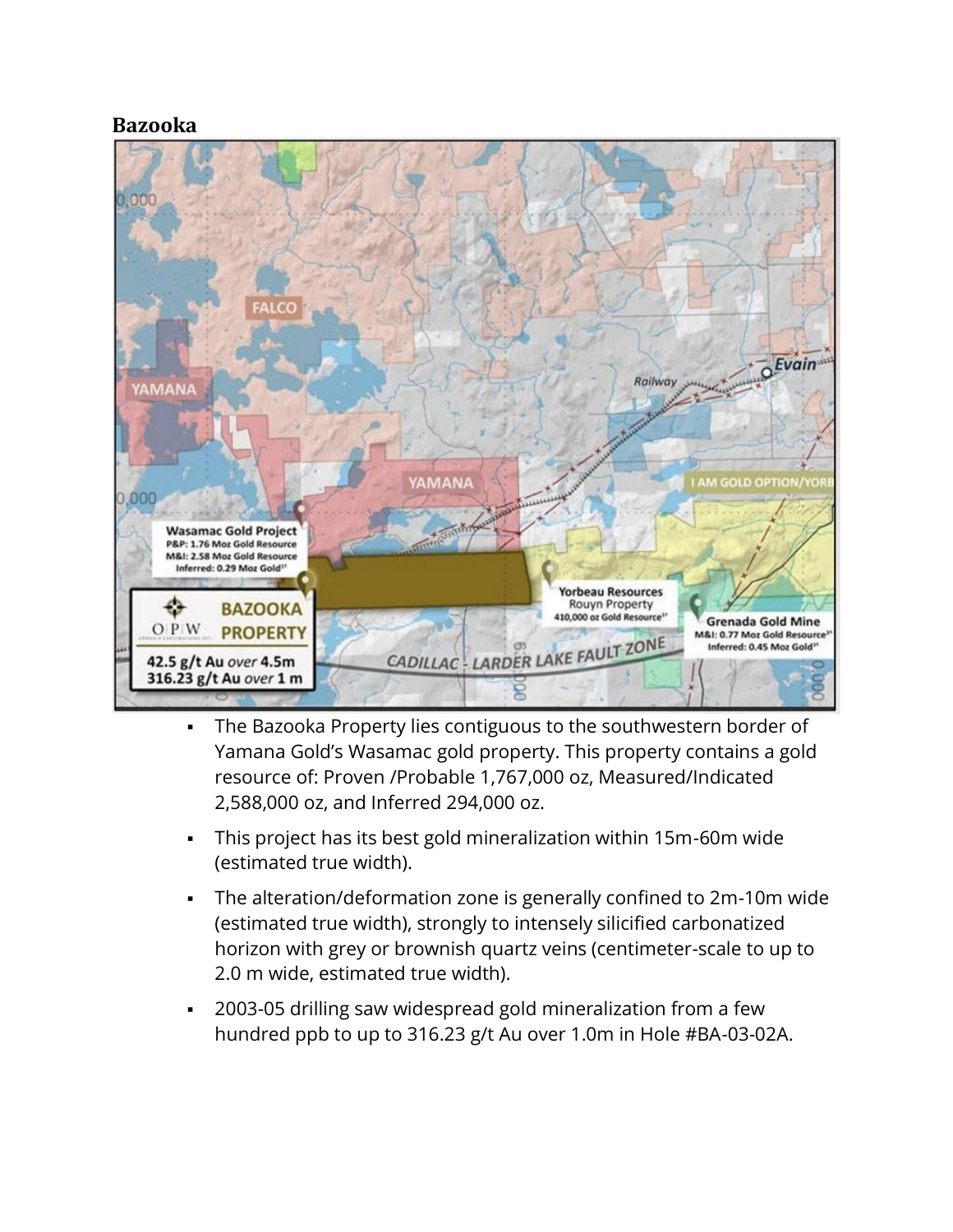## Bazooka

- The Bazooka Property lies contiguous to the southwestern border of Yamana Gold's Wasamac gold property. This property contains a gold resource of: Proven /Probable 1,767,000 oz, Measured/Indicated 2,588,000 oz, and Inferred 294,000 oz.
- This project has its best gold mineralization within 15m-60m wide (estimated true width).
- The alteration/deformation zone is generally confined to 2m-10m wide (estimated true width), strongly to intensely silicified carbonatized horizon with grey or brownish quartz veins (centimeter-scale to up to 2.0 m wide, estimated true width).
- 2003-05 drilling saw widespread gold mineralization from a few hundred ppb to up to 316.23 g/t Au over 1.0m in Hole #BA-03-02A.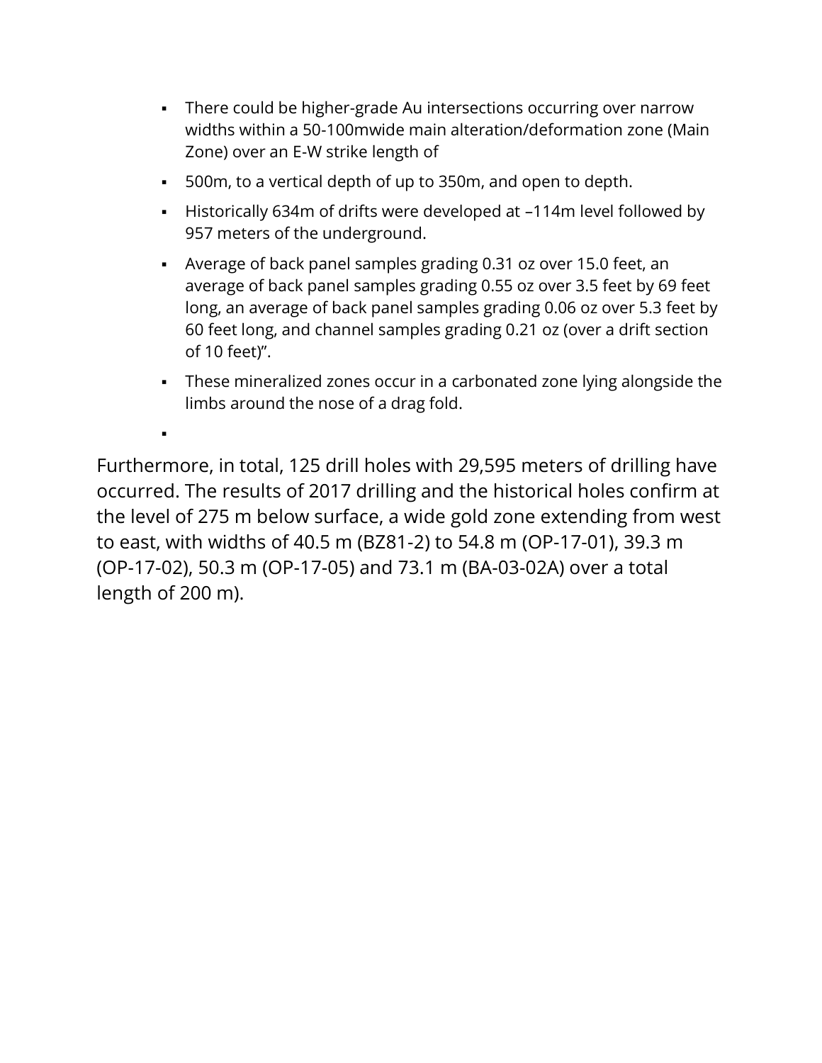- There could be higher-grade Au intersections occurring over narrow widths within a 50-100mwide main alteration/deformation zone (Main Zone) over an E-W strike length of
- 500m, to a vertical depth of up to 350m, and open to depth.
- Historically 634m of drifts were developed at –114m level followed by 957 meters of the underground.
- Average of back panel samples grading 0.31 oz over 15.0 feet, an average of back panel samples grading 0.55 oz over 3.5 feet by 69 feet long, an average of back panel samples grading 0.06 oz over 5.3 feet by 60 feet long, and channel samples grading 0.21 oz (over a drift section of 10 feet)".
- These mineralized zones occur in a carbonated zone lying alongside the limbs around the nose of a drag fold.

Furthermore, in total, 125 drill holes with 29,595 meters of drilling have occurred. The results of 2017 drilling and the historical holes confirm at the level of 275 m below surface, a wide gold zone extending from west to east, with widths of 40.5 m (BZ81-2) to 54.8 m (OP-17-01), 39.3 m (OP-17-02), 50.3 m (OP-17-05) and 73.1 m (BA-03-02A) over a total length of 200 m).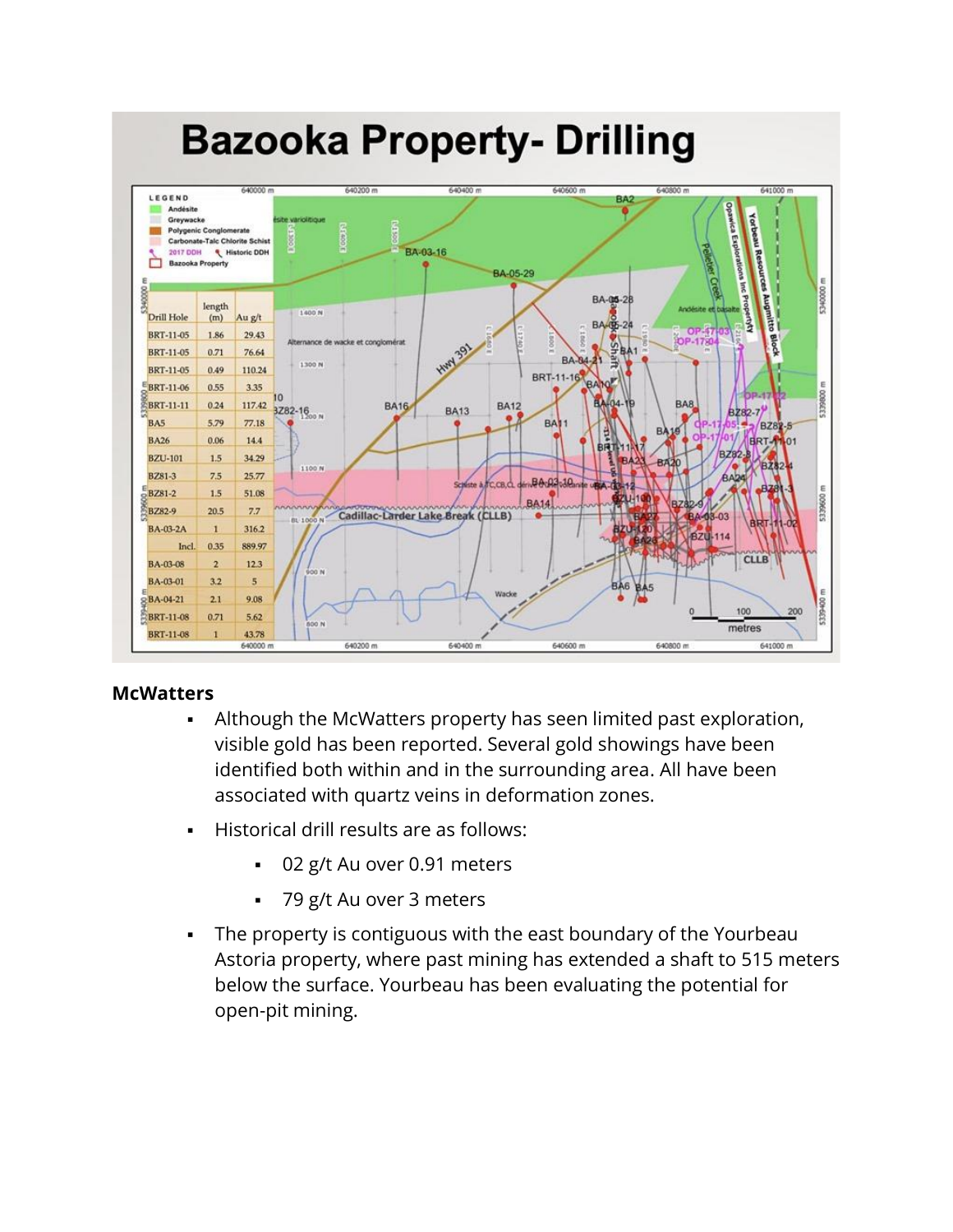# Bazooka Property- Drilling

| Drill Hole | length (m) | Au g/t |
|---|---|---|
| BRT-11-05 | 1.86 | 29.43 |
| BRT-11-05 | 0.71 | 76.64 |
| BRT-11-05 | 0.49 | 110.24 |
| BRT-11-06 | 0.55 | 3.35 |
| BRT-11-11 | 0.24 | 117.42 |
| BA5 | 5.79 | 77.18 |
| BA26 | 0.06 | 14.4 |
| BZU-101 | 1.5 | 34.29 |
| BZ81-3 | 7.5 | 25.77 |
| BZ81-2 | 1.5 | 51.08 |
| BZ82-9 | 20.5 | 7.7 |
| BA-03-2A | 1 | 316.2 |
| Incl. | 0.35 | 889.97 |
| BA-03-08 | 2 | 12.3 |
| BA-03-01 | 3.2 | 5 |
| BA-04-21 | 2.1 | 9.08 |
| BRT-11-08 | 0.71 | 5.62 |
| BRT-11-08 | 1 | 43.78 |

**McWatters**

- Although the McWatters property has seen limited past exploration, visible gold has been reported. Several gold showings have been identified both within and in the surrounding area. All have been associated with quartz veins in deformation zones.
- Historical drill results are as follows:
  - 02 g/t Au over 0.91 meters
  - 79 g/t Au over 3 meters
- The property is contiguous with the east boundary of the Yourbeau Astoria property, where past mining has extended a shaft to 515 meters below the surface. Yourbeau has been evaluating the potential for open-pit mining.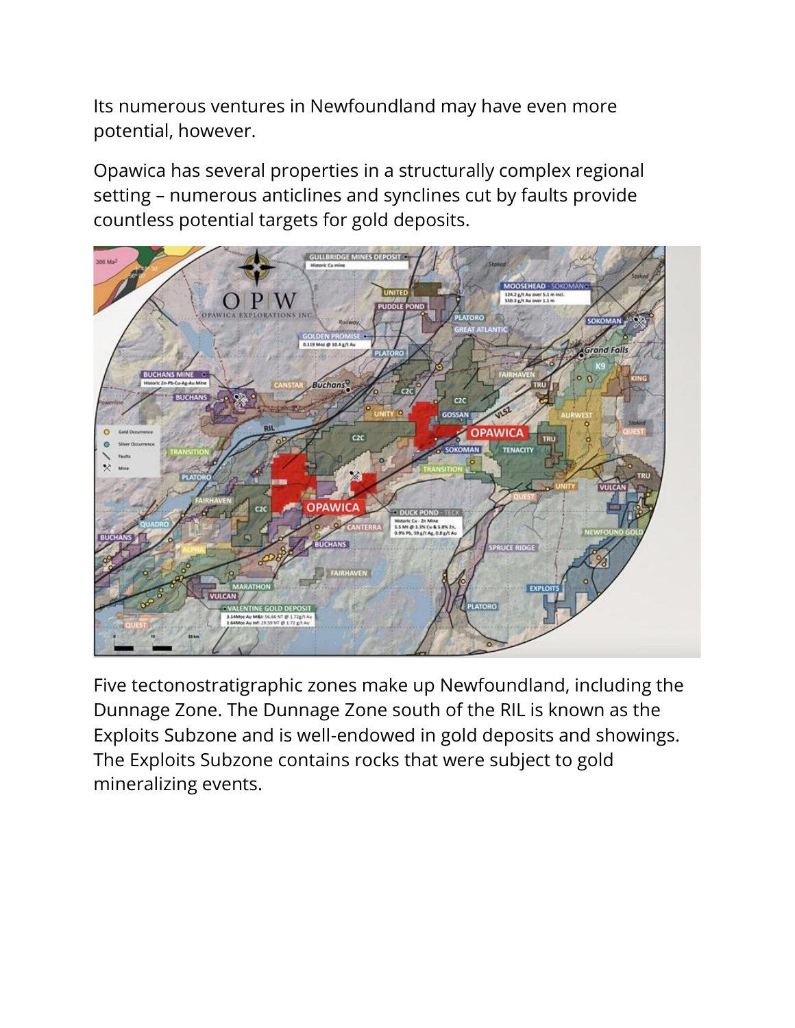Its numerous ventures in Newfoundland may have even more potential, however.

Opawica has several properties in a structurally complex regional setting – numerous anticlines and synclines cut by faults provide countless potential targets for gold deposits.

Five tectonostratigraphic zones make up Newfoundland, including the Dunnage Zone. The Dunnage Zone south of the RIL is known as the Exploits Subzone and is well-endowed in gold deposits and showings. The Exploits Subzone contains rocks that were subject to gold mineralizing events.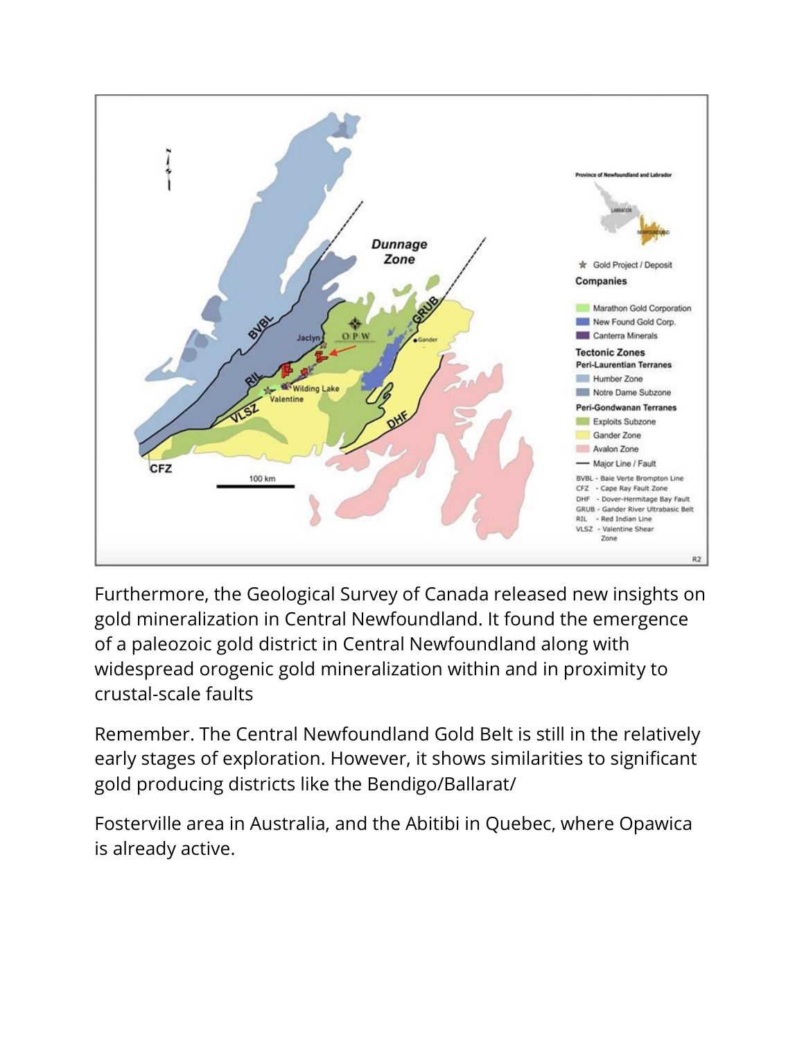Furthermore, the Geological Survey of Canada released new insights on gold mineralization in Central Newfoundland. It found the emergence of a paleozoic gold district in Central Newfoundland along with widespread orogenic gold mineralization within and in proximity to crustal-scale faults

Remember. The Central Newfoundland Gold Belt is still in the relatively early stages of exploration. However, it shows similarities to significant gold producing districts like the Bendigo/Ballarat/

Fosterville area in Australia, and the Abitibi in Quebec, where Opawica is already active.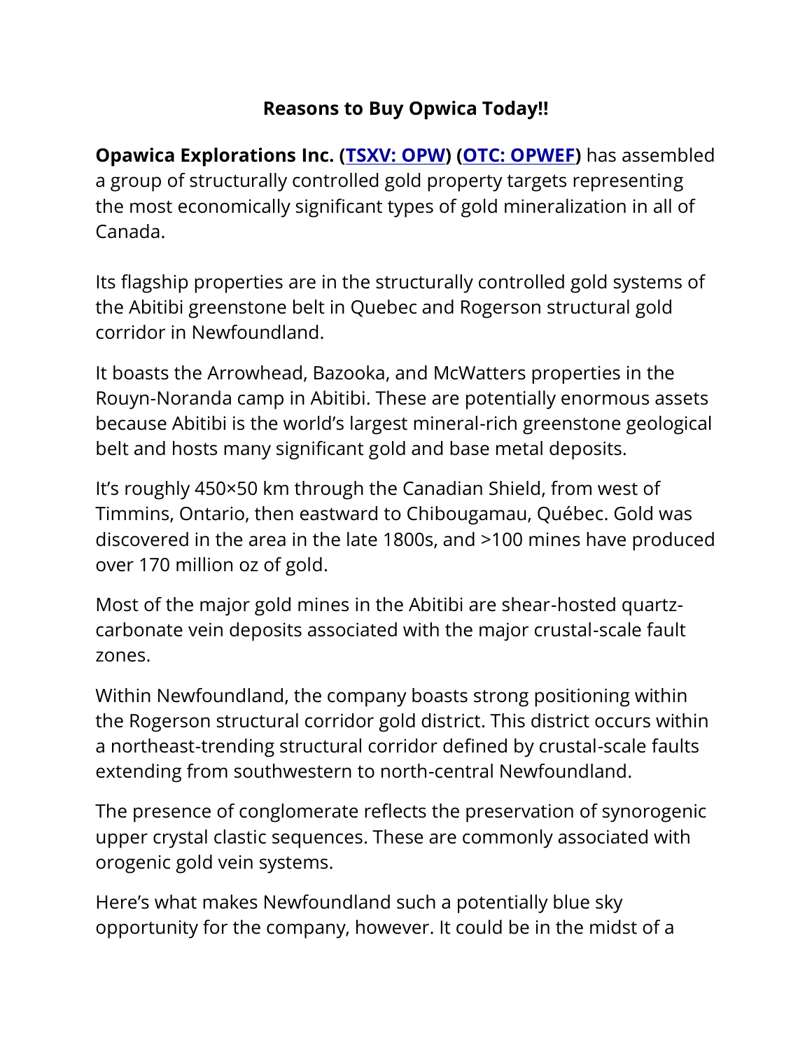**Reasons to Buy Opwica Today!!**

**Opawica Explorations Inc. ([TSXV: OPW](#)) ([OTC: OPWEF](#))** has assembled a group of structurally controlled gold property targets representing the most economically significant types of gold mineralization in all of Canada.

Its flagship properties are in the structurally controlled gold systems of the Abitibi greenstone belt in Quebec and Rogerson structural gold corridor in Newfoundland.

It boasts the Arrowhead, Bazooka, and McWatters properties in the Rouyn-Noranda camp in Abitibi. These are potentially enormous assets because Abitibi is the world's largest mineral-rich greenstone geological belt and hosts many significant gold and base metal deposits.

It's roughly 450×50 km through the Canadian Shield, from west of Timmins, Ontario, then eastward to Chibougamau, Québec. Gold was discovered in the area in the late 1800s, and >100 mines have produced over 170 million oz of gold.

Most of the major gold mines in the Abitibi are shear-hosted quartz-carbonate vein deposits associated with the major crustal-scale fault zones.

Within Newfoundland, the company boasts strong positioning within the Rogerson structural corridor gold district. This district occurs within a northeast-trending structural corridor defined by crustal-scale faults extending from southwestern to north-central Newfoundland.

The presence of conglomerate reflects the preservation of synorogenic upper crystal clastic sequences. These are commonly associated with orogenic gold vein systems.

Here's what makes Newfoundland such a potentially blue sky opportunity for the company, however. It could be in the midst of a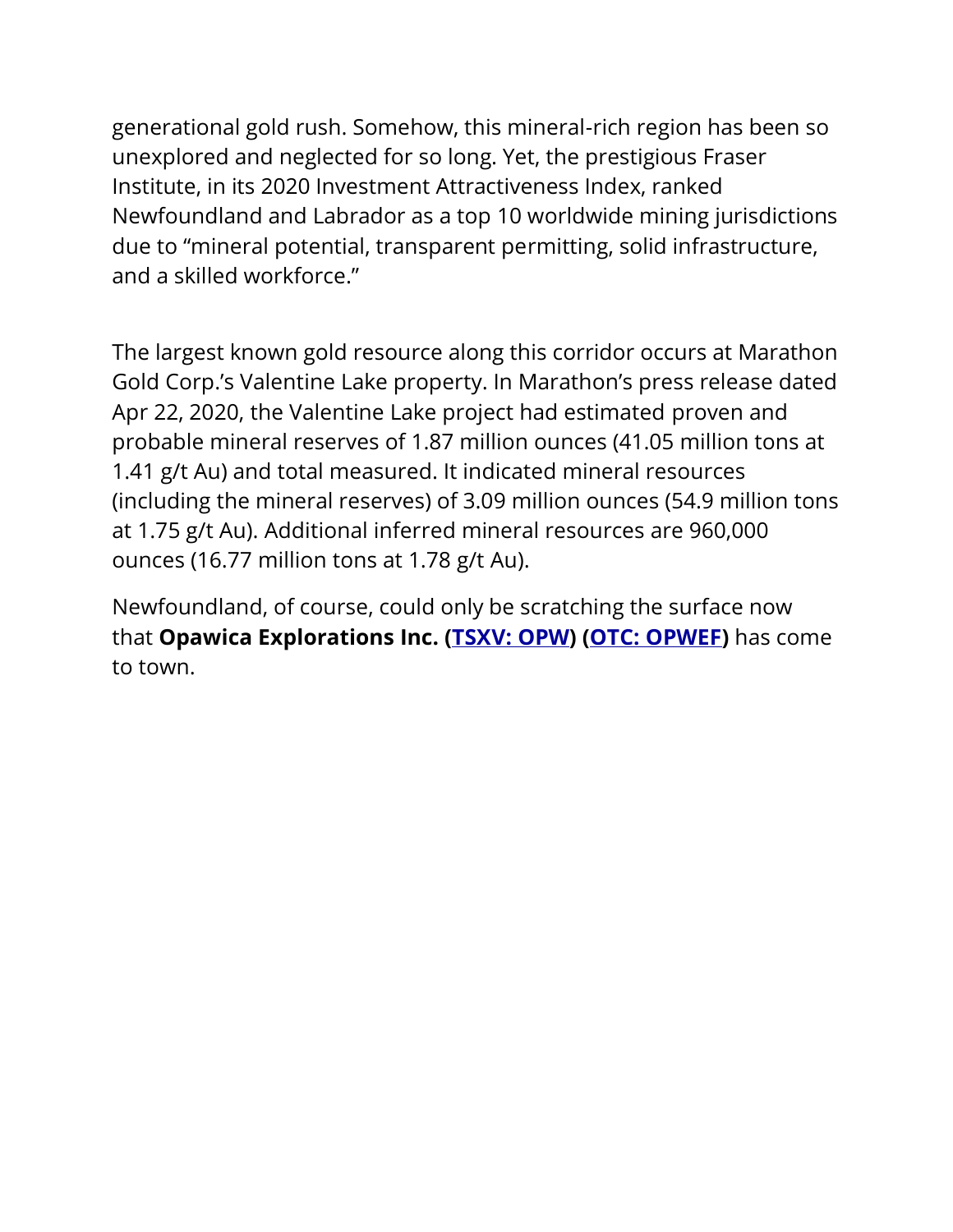generational gold rush. Somehow, this mineral-rich region has been so unexplored and neglected for so long. Yet, the prestigious Fraser Institute, in its 2020 Investment Attractiveness Index, ranked Newfoundland and Labrador as a top 10 worldwide mining jurisdictions due to “mineral potential, transparent permitting, solid infrastructure, and a skilled workforce.”

The largest known gold resource along this corridor occurs at Marathon Gold Corp.’s Valentine Lake property. In Marathon’s press release dated Apr 22, 2020, the Valentine Lake project had estimated proven and probable mineral reserves of 1.87 million ounces (41.05 million tons at 1.41 g/t Au) and total measured. It indicated mineral resources (including the mineral reserves) of 3.09 million ounces (54.9 million tons at 1.75 g/t Au). Additional inferred mineral resources are 960,000 ounces (16.77 million tons at 1.78 g/t Au).

Newfoundland, of course, could only be scratching the surface now that **Opawica Explorations Inc. (TSXV: OPW) (OTC: OPWEF)** has come to town.